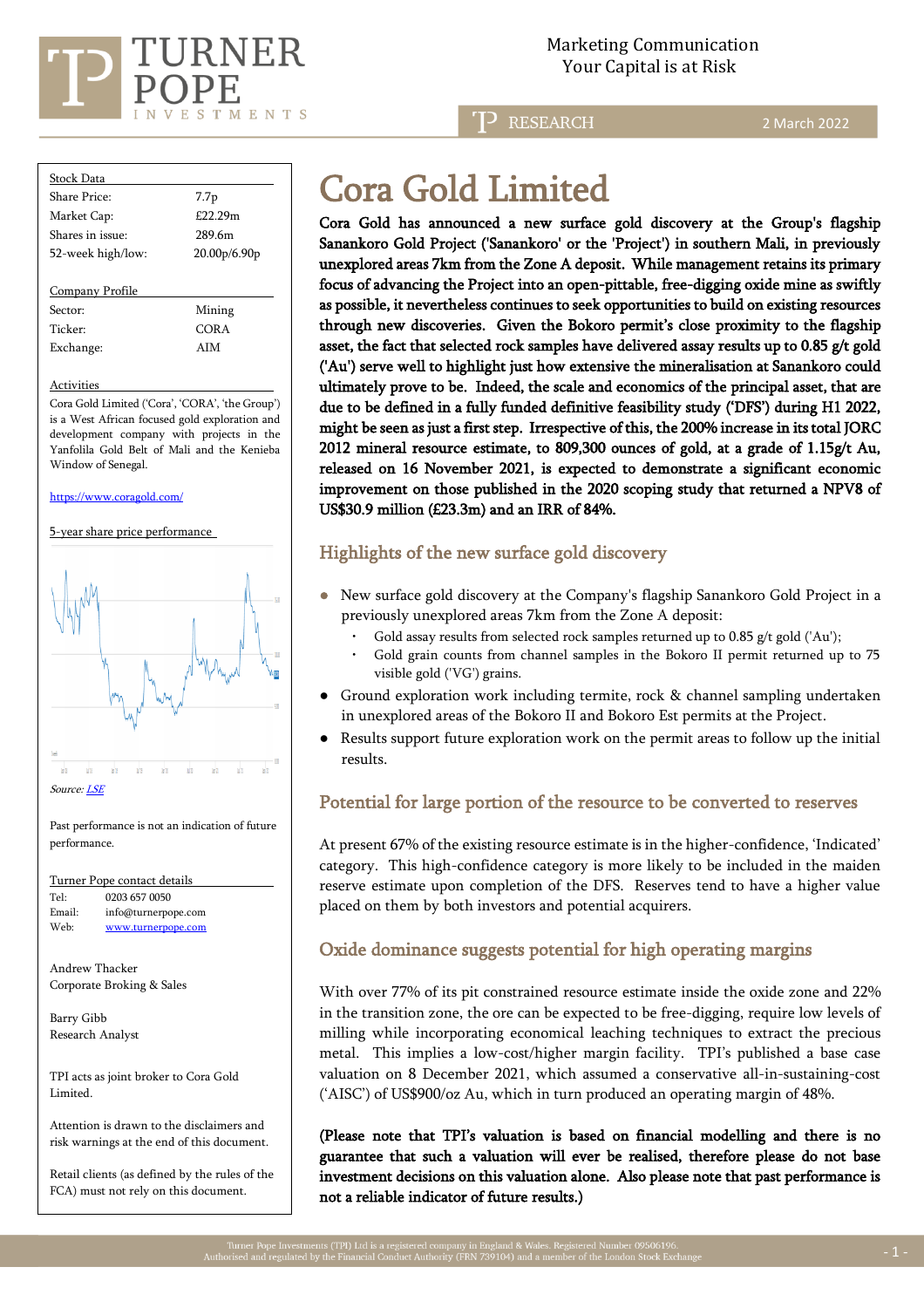Marketing Communication
Your Capital is at Risk

RESEARCH — 2 March 2022

# Cora Gold Limited

**Cora Gold has announced a new surface gold discovery at the Group's flagship Sanankoro Gold Project ('Sanankoro' or the 'Project') in southern Mali, in previously unexplored areas 7km from the Zone A deposit. While management retains its primary focus of advancing the Project into an open-pittable, free-digging oxide mine as swiftly as possible, it nevertheless continues to seek opportunities to build on existing resources through new discoveries. Given the Bokoro permit's close proximity to the flagship asset, the fact that selected rock samples have delivered assay results up to 0.85 g/t gold ('Au') serve well to highlight just how extensive the mineralisation at Sanankoro could ultimately prove to be. Indeed, the scale and economics of the principal asset, that are due to be defined in a fully funded definitive feasibility study ('DFS') during H1 2022, might be seen as just a first step. Irrespective of this, the 200% increase in its total JORC 2012 mineral resource estimate, to 809,300 ounces of gold, at a grade of 1.15g/t Au, released on 16 November 2021, is expected to demonstrate a significant economic improvement on those published in the 2020 scoping study that returned a NPV8 of US$30.9 million (£23.3m) and an IRR of 84%.**

## Highlights of the new surface gold discovery

- New surface gold discovery at the Company's flagship Sanankoro Gold Project in a previously unexplored areas 7km from the Zone A deposit:
  - Gold assay results from selected rock samples returned up to 0.85 g/t gold ('Au');
  - Gold grain counts from channel samples in the Bokoro II permit returned up to 75 visible gold ('VG') grains.
- Ground exploration work including termite, rock & channel sampling undertaken in unexplored areas of the Bokoro II and Bokoro Est permits at the Project.
- Results support future exploration work on the permit areas to follow up the initial results.

## Potential for large portion of the resource to be converted to reserves

At present 67% of the existing resource estimate is in the higher-confidence, 'Indicated' category. This high-confidence category is more likely to be included in the maiden reserve estimate upon completion of the DFS. Reserves tend to have a higher value placed on them by both investors and potential acquirers.

## Oxide dominance suggests potential for high operating margins

With over 77% of its pit constrained resource estimate inside the oxide zone and 22% in the transition zone, the ore can be expected to be free-digging, require low levels of milling while incorporating economical leaching techniques to extract the precious metal. This implies a low-cost/higher margin facility. TPI's published a base case valuation on 8 December 2021, which assumed a conservative all-in-sustaining-cost ('AISC') of US$900/oz Au, which in turn produced an operating margin of 48%.

**(Please note that TPI's valuation is based on financial modelling and there is no guarantee that such a valuation will ever be realised, therefore please do not base investment decisions on this valuation alone. Also please note that past performance is not a reliable indicator of future results.)**

---

| Stock Data | |
|---|---|
| Share Price: | 7.7p |
| Market Cap: | £22.29m |
| Shares in issue: | 289.6m |
| 52-week high/low: | 20.00p/6.90p |

| Company Profile | |
|---|---|
| Sector: | Mining |
| Ticker: | CORA |
| Exchange: | AIM |

**Activities**

Cora Gold Limited ('Cora', 'CORA', 'the Group') is a West African focused gold exploration and development company with projects in the Yanfolila Gold Belt of Mali and the Kenieba Window of Senegal.

https://www.coragold.com/

5-year share price performance

*Source: LSE*

Past performance is not an indication of future performance.

**Turner Pope contact details**

Tel: 0203 657 0050
Email: info@turnerpope.com
Web: www.turnerpope.com

Andrew Thacker
Corporate Broking & Sales

Barry Gibb
Research Analyst

TPI acts as joint broker to Cora Gold Limited.

Attention is drawn to the disclaimers and risk warnings at the end of this document.

Retail clients (as defined by the rules of the FCA) must not rely on this document.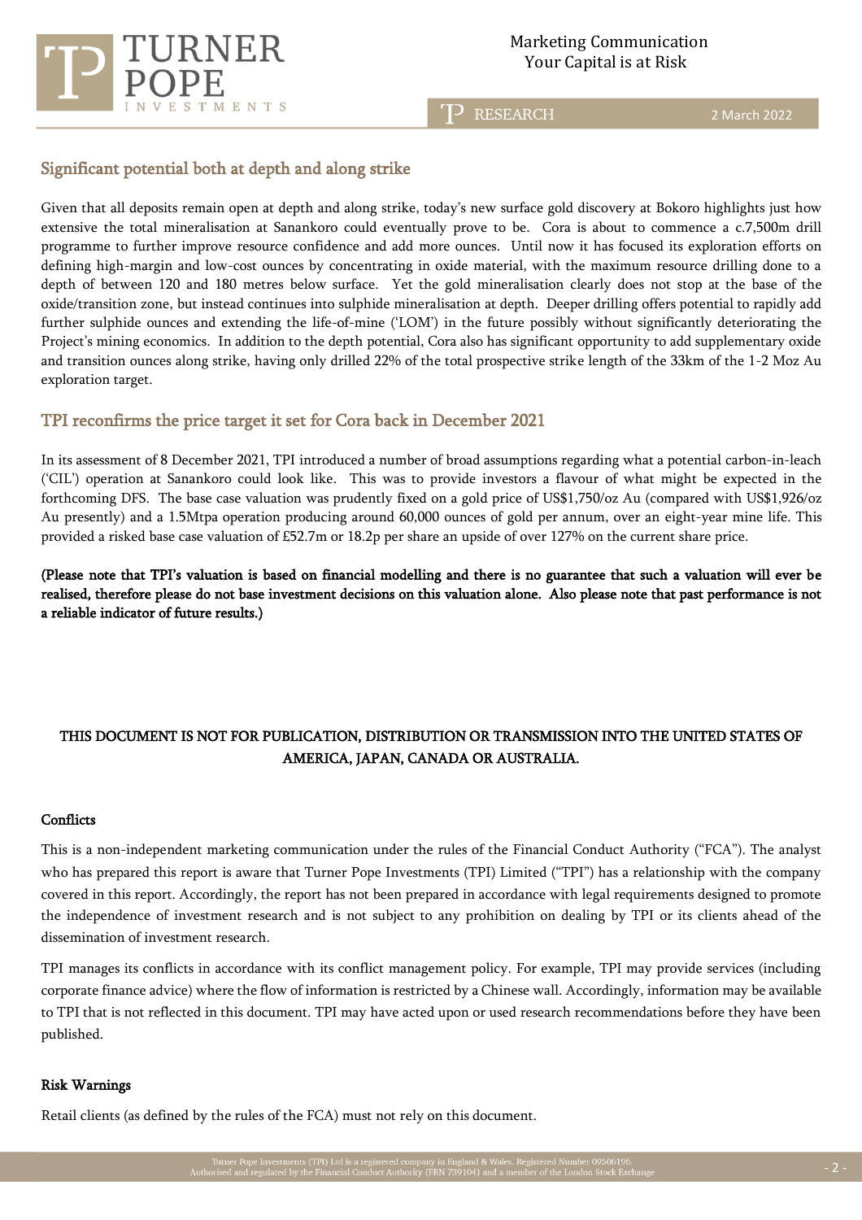## Significant potential both at depth and along strike

Given that all deposits remain open at depth and along strike, today's new surface gold discovery at Bokoro highlights just how extensive the total mineralisation at Sanankoro could eventually prove to be. Cora is about to commence a c.7,500m drill programme to further improve resource confidence and add more ounces. Until now it has focused its exploration efforts on defining high-margin and low-cost ounces by concentrating in oxide material, with the maximum resource drilling done to a depth of between 120 and 180 metres below surface. Yet the gold mineralisation clearly does not stop at the base of the oxide/transition zone, but instead continues into sulphide mineralisation at depth. Deeper drilling offers potential to rapidly add further sulphide ounces and extending the life-of-mine ('LOM') in the future possibly without significantly deteriorating the Project's mining economics. In addition to the depth potential, Cora also has significant opportunity to add supplementary oxide and transition ounces along strike, having only drilled 22% of the total prospective strike length of the 33km of the 1-2 Moz Au exploration target.

## TPI reconfirms the price target it set for Cora back in December 2021

In its assessment of 8 December 2021, TPI introduced a number of broad assumptions regarding what a potential carbon-in-leach ('CIL') operation at Sanankoro could look like. This was to provide investors a flavour of what might be expected in the forthcoming DFS. The base case valuation was prudently fixed on a gold price of US$1,750/oz Au (compared with US$1,926/oz Au presently) and a 1.5Mtpa operation producing around 60,000 ounces of gold per annum, over an eight-year mine life. This provided a risked base case valuation of £52.7m or 18.2p per share an upside of over 127% on the current share price.

**(Please note that TPI's valuation is based on financial modelling and there is no guarantee that such a valuation will ever be realised, therefore please do not base investment decisions on this valuation alone. Also please note that past performance is not a reliable indicator of future results.)**

**THIS DOCUMENT IS NOT FOR PUBLICATION, DISTRIBUTION OR TRANSMISSION INTO THE UNITED STATES OF AMERICA, JAPAN, CANADA OR AUSTRALIA.**

### Conflicts

This is a non-independent marketing communication under the rules of the Financial Conduct Authority ("FCA"). The analyst who has prepared this report is aware that Turner Pope Investments (TPI) Limited ("TPI") has a relationship with the company covered in this report. Accordingly, the report has not been prepared in accordance with legal requirements designed to promote the independence of investment research and is not subject to any prohibition on dealing by TPI or its clients ahead of the dissemination of investment research.

TPI manages its conflicts in accordance with its conflict management policy. For example, TPI may provide services (including corporate finance advice) where the flow of information is restricted by a Chinese wall. Accordingly, information may be available to TPI that is not reflected in this document. TPI may have acted upon or used research recommendations before they have been published.

### Risk Warnings

Retail clients (as defined by the rules of the FCA) must not rely on this document.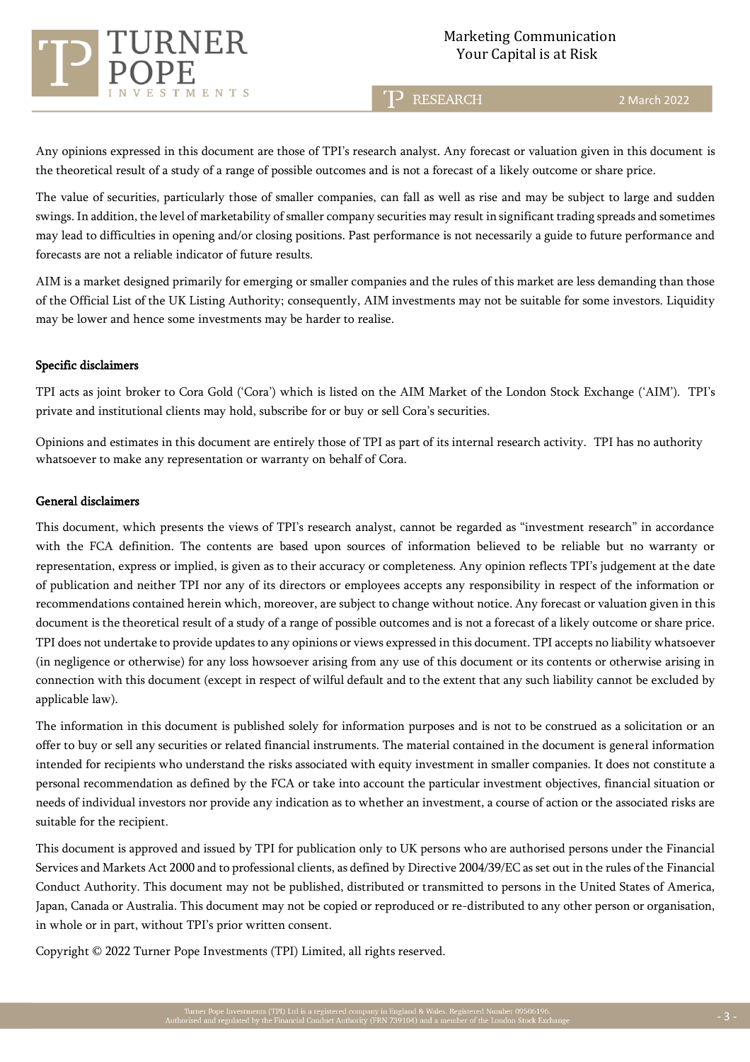Any opinions expressed in this document are those of TPI's research analyst. Any forecast or valuation given in this document is the theoretical result of a study of a range of possible outcomes and is not a forecast of a likely outcome or share price.

The value of securities, particularly those of smaller companies, can fall as well as rise and may be subject to large and sudden swings. In addition, the level of marketability of smaller company securities may result in significant trading spreads and sometimes may lead to difficulties in opening and/or closing positions. Past performance is not necessarily a guide to future performance and forecasts are not a reliable indicator of future results.

AIM is a market designed primarily for emerging or smaller companies and the rules of this market are less demanding than those of the Official List of the UK Listing Authority; consequently, AIM investments may not be suitable for some investors. Liquidity may be lower and hence some investments may be harder to realise.

## Specific disclaimers

TPI acts as joint broker to Cora Gold ('Cora') which is listed on the AIM Market of the London Stock Exchange ('AIM'). TPI's private and institutional clients may hold, subscribe for or buy or sell Cora's securities.

Opinions and estimates in this document are entirely those of TPI as part of its internal research activity. TPI has no authority whatsoever to make any representation or warranty on behalf of Cora.

## General disclaimers

This document, which presents the views of TPI's research analyst, cannot be regarded as "investment research" in accordance with the FCA definition. The contents are based upon sources of information believed to be reliable but no warranty or representation, express or implied, is given as to their accuracy or completeness. Any opinion reflects TPI's judgement at the date of publication and neither TPI nor any of its directors or employees accepts any responsibility in respect of the information or recommendations contained herein which, moreover, are subject to change without notice. Any forecast or valuation given in this document is the theoretical result of a study of a range of possible outcomes and is not a forecast of a likely outcome or share price. TPI does not undertake to provide updates to any opinions or views expressed in this document. TPI accepts no liability whatsoever (in negligence or otherwise) for any loss howsoever arising from any use of this document or its contents or otherwise arising in connection with this document (except in respect of wilful default and to the extent that any such liability cannot be excluded by applicable law).

The information in this document is published solely for information purposes and is not to be construed as a solicitation or an offer to buy or sell any securities or related financial instruments. The material contained in the document is general information intended for recipients who understand the risks associated with equity investment in smaller companies. It does not constitute a personal recommendation as defined by the FCA or take into account the particular investment objectives, financial situation or needs of individual investors nor provide any indication as to whether an investment, a course of action or the associated risks are suitable for the recipient.

This document is approved and issued by TPI for publication only to UK persons who are authorised persons under the Financial Services and Markets Act 2000 and to professional clients, as defined by Directive 2004/39/EC as set out in the rules of the Financial Conduct Authority. This document may not be published, distributed or transmitted to persons in the United States of America, Japan, Canada or Australia. This document may not be copied or reproduced or re-distributed to any other person or organisation, in whole or in part, without TPI's prior written consent.

Copyright © 2022 Turner Pope Investments (TPI) Limited, all rights reserved.